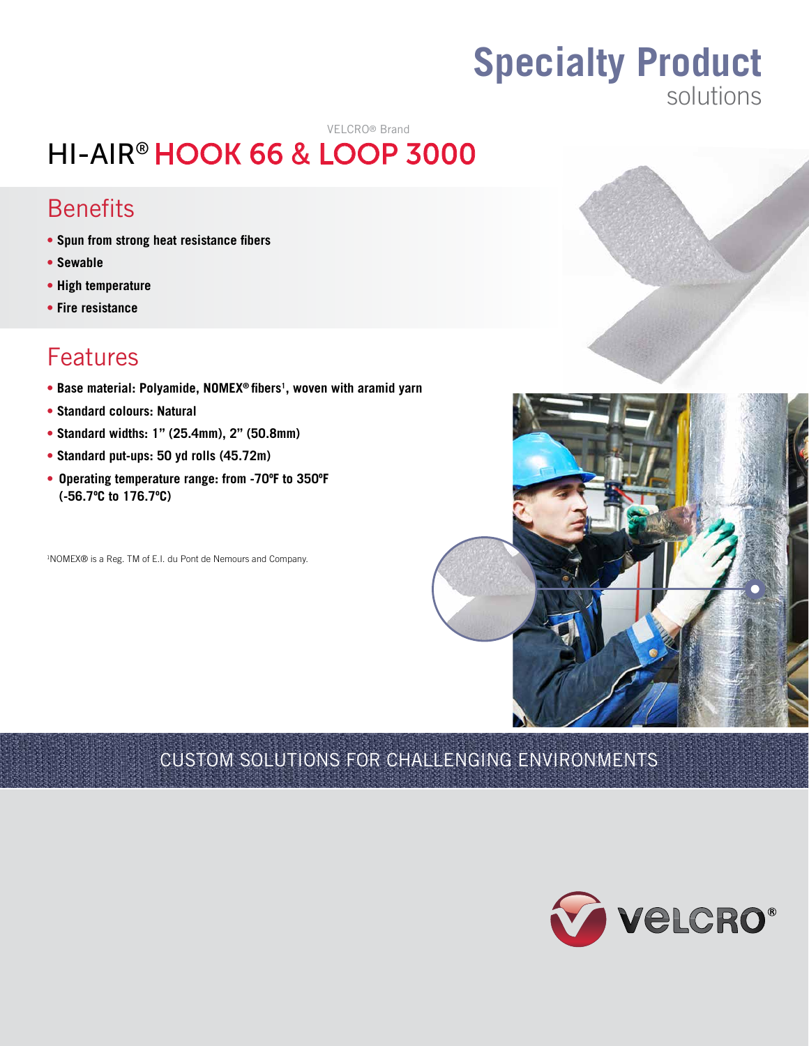# Specialty Product

solutions

VELCRO® Brand

# HI-AIR® HOOK 66 & LOOP 3000

## Benefits

- **Spun from strong heat resistance fibers**
- **Sewable**
- **High temperature**
- **Fire resistance**

## Features

- **Base material: Polyamide, NOMEX® fibers[1], woven with aramid yarn**
- **Standard colours: Natural**
- **Standard widths: 1" (25.4mm), 2" (50.8mm)**
- **Standard put-ups: 50 yd rolls (45.72m)**
- **Operating temperature range: from -70ºF to 350ºF (-56.7ºC to 176.7ºC)**

[1]NOMEX® is a Reg. TM of E.I. du Pont de Nemours and Company.

CUSTOM SOLUTIONS FOR CHALLENGING ENVIRONMENTS

VELCRO®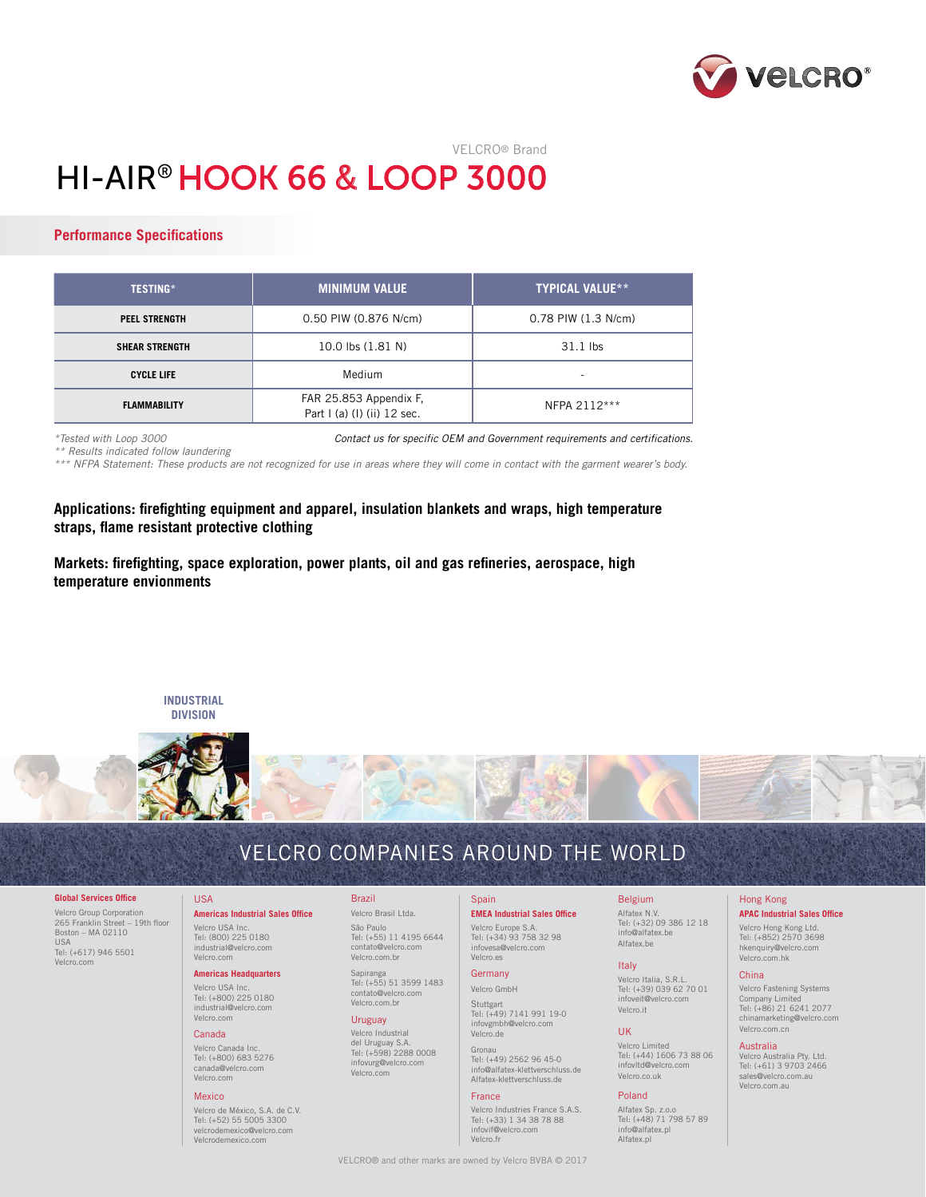VELCRO® Brand

# HI-AIR® HOOK 66 & LOOP 3000

## Performance Specifications

| TESTING* | MINIMUM VALUE | TYPICAL VALUE** |
|---|---|---|
| PEEL STRENGTH | 0.50 PIW (0.876 N/cm) | 0.78 PIW (1.3 N/cm) |
| SHEAR STRENGTH | 10.0 lbs (1.81 N) | 31.1 lbs |
| CYCLE LIFE | Medium | - |
| FLAMMABILITY | FAR 25.853 Appendix F, Part I (a) (I) (ii) 12 sec. | NFPA 2112*** |

*Tested with Loop 3000

*Contact us for specific OEM and Government requirements and certifications.*

*** Results indicated follow laundering*

**** NFPA Statement: These products are not recognized for use in areas where they will come in contact with the garment wearer's body.*

**Applications: firefighting equipment and apparel, insulation blankets and wraps, high temperature straps, flame resistant protective clothing**

**Markets: firefighting, space exploration, power plants, oil and gas refineries, aerospace, high temperature envionments**

INDUSTRIAL DIVISION

## VELCRO COMPANIES AROUND THE WORLD

**Global Services Office**
Velcro Group Corporation
265 Franklin Street – 19th floor
Boston – MA 02110
USA
Tel: (+617) 946 5501
Velcro.com

**USA**

**Americas Industrial Sales Office**
Velcro USA Inc.
Tel: (800) 225 0180
industrial@velcro.com
Velcro.com

**Americas Headquarters**
Velcro USA Inc.
Tel: (+800) 225 0180
industrial@velcro.com
Velcro.com

**Canada**
Velcro Canada Inc.
Tel: (+800) 683 5276
canada@velcro.com
Velcro.com

**Mexico**
Velcro de México, S.A. de C.V.
Tel: (+52) 55 5005 3300
velcrodemexico@velcro.com
Velcrodemexico.com

**Brazil**
Velcro Brasil Ltda.

São Paulo
Tel: (+55) 11 4195 6644
contato@velcro.com
Velcro.com.br

Sapiranga
Tel: (+55) 51 3599 1483
contato@velcro.com
Velcro.com.br

**Uruguay**
Velcro Industrial del Uruguay S.A.
Tel: (+598) 2288 0008
infovurg@velcro.com
Velcro.com

**Spain**

**EMEA Industrial Sales Office**
Velcro Europe S.A.
Tel: (+34) 93 758 32 98
infovesa@velcro.com
Velcro.es

**Germany**
Velcro GmbH

Stuttgart
Tel: (+49) 7141 991 19-0
infovgmbh@velcro.com
Velcro.de

Gronau
Tel: (+49) 2562 96 45-0
info@alfatex-klettverschluss.de
Alfatex-klettverschluss.de

**France**
Velcro Industries France S.A.S.
Tel: (+33) 1 34 38 78 88
infovif@velcro.com
Velcro.fr

**Belgium**
Alfatex N.V.
Tel: (+32) 09 386 12 18
info@alfatex.be
Alfatex.be

**Italy**
Velcro Italia, S.R.L.
Tel: (+39) 039 62 70 01
infoveit@velcro.com
Velcro.it

**UK**
Velcro Limited
Tel: (+44) 1606 73 88 06
infovltd@velcro.com
Velcro.co.uk

**Poland**
Alfatex Sp. z.o.o
Tel: (+48) 71 798 57 89
info@alfatex.pl
Alfatex.pl

**Hong Kong**

**APAC Industrial Sales Office**
Velcro Hong Kong Ltd.
Tel: (+852) 2570 3698
hkenquiry@velcro.com
Velcro.com.hk

**China**
Velcro Fastening Systems Company Limited
Tel: (+86) 21 6241 2077
chinamarketing@velcro.com
Velcro.com.cn

**Australia**
Velcro Australia Pty. Ltd.
Tel: (+61) 3 9703 2466
sales@velcro.com.au
Velcro.com.au

VELCRO® and other marks are owned by Velcro BVBA © 2017